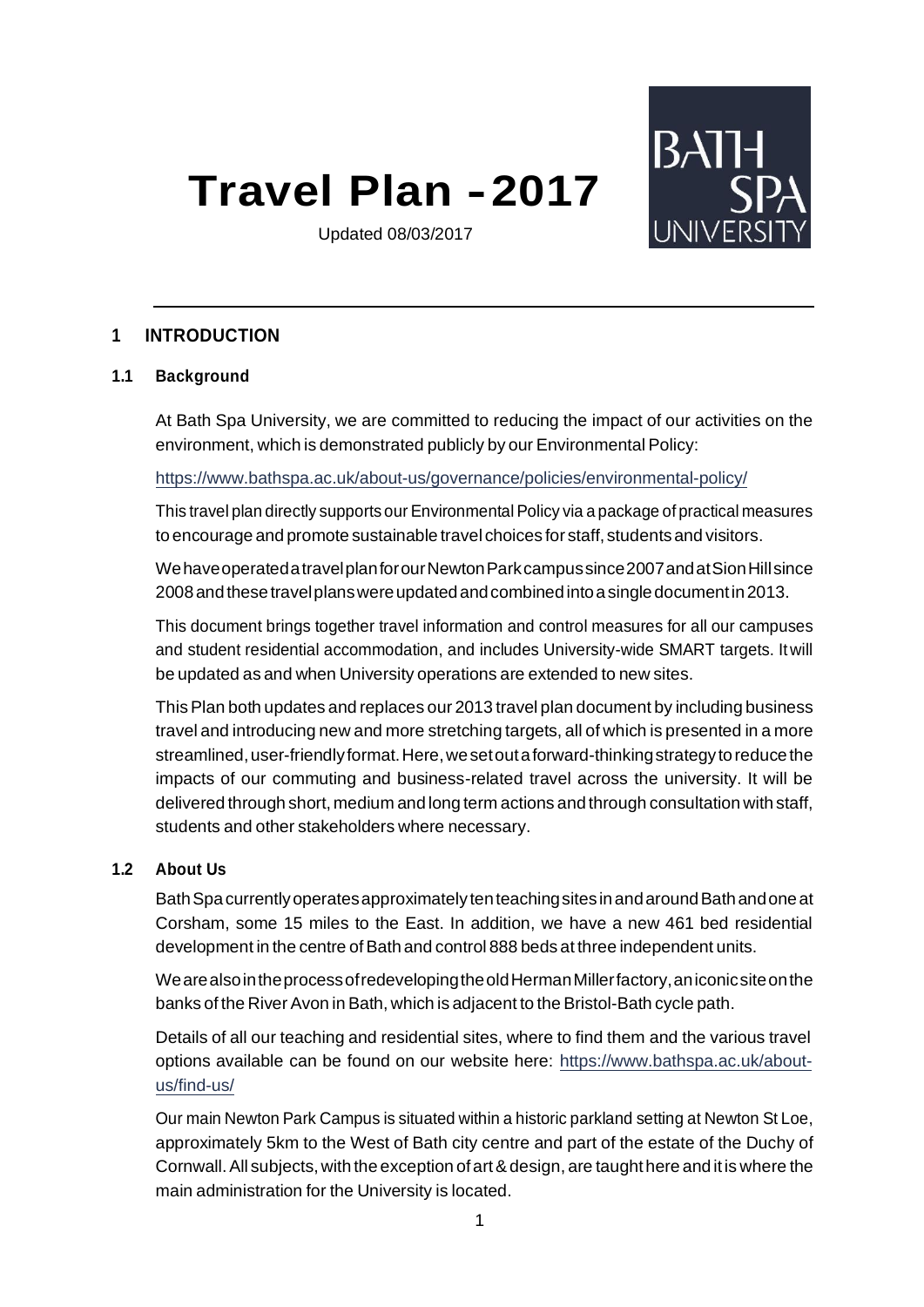# Travel Plan - 2017

Updated 08/03/2017

## 1 INTRODUCTION

### 1.1 Background

At Bath Spa University, we are committed to reducing the impact of our activities on the environment, which is demonstrated publicly by our Environmental Policy:

https://www.bathspa.ac.uk/about-us/governance/policies/environmental-policy/

This travel plan directly supports our Environmental Policy via a package of practical measures to encourage and promote sustainable travel choices for staff, students and visitors.

We have operated a travel plan for our Newton Park campus since 2007 and at Sion Hill since 2008 and these travel plans were updated and combined into a single document in 2013.

This document brings together travel information and control measures for all our campuses and student residential accommodation, and includes University-wide SMART targets. It will be updated as and when University operations are extended to new sites.

This Plan both updates and replaces our 2013 travel plan document by including business travel and introducing new and more stretching targets, all of which is presented in a more streamlined, user-friendly format. Here, we set out a forward-thinking strategy to reduce the impacts of our commuting and business-related travel across the university. It will be delivered through short, medium and long term actions and through consultation with staff, students and other stakeholders where necessary.

### 1.2 About Us

Bath Spa currently operates approximately ten teaching sites in and around Bath and one at Corsham, some 15 miles to the East. In addition, we have a new 461 bed residential development in the centre of Bath and control 888 beds at three independent units.

We are also in the process of redeveloping the old Herman Miller factory, an iconic site on the banks of the River Avon in Bath, which is adjacent to the Bristol-Bath cycle path.

Details of all our teaching and residential sites, where to find them and the various travel options available can be found on our website here: https://www.bathspa.ac.uk/about-us/find-us/

Our main Newton Park Campus is situated within a historic parkland setting at Newton St Loe, approximately 5km to the West of Bath city centre and part of the estate of the Duchy of Cornwall. All subjects, with the exception of art & design, are taught here and it is where the main administration for the University is located.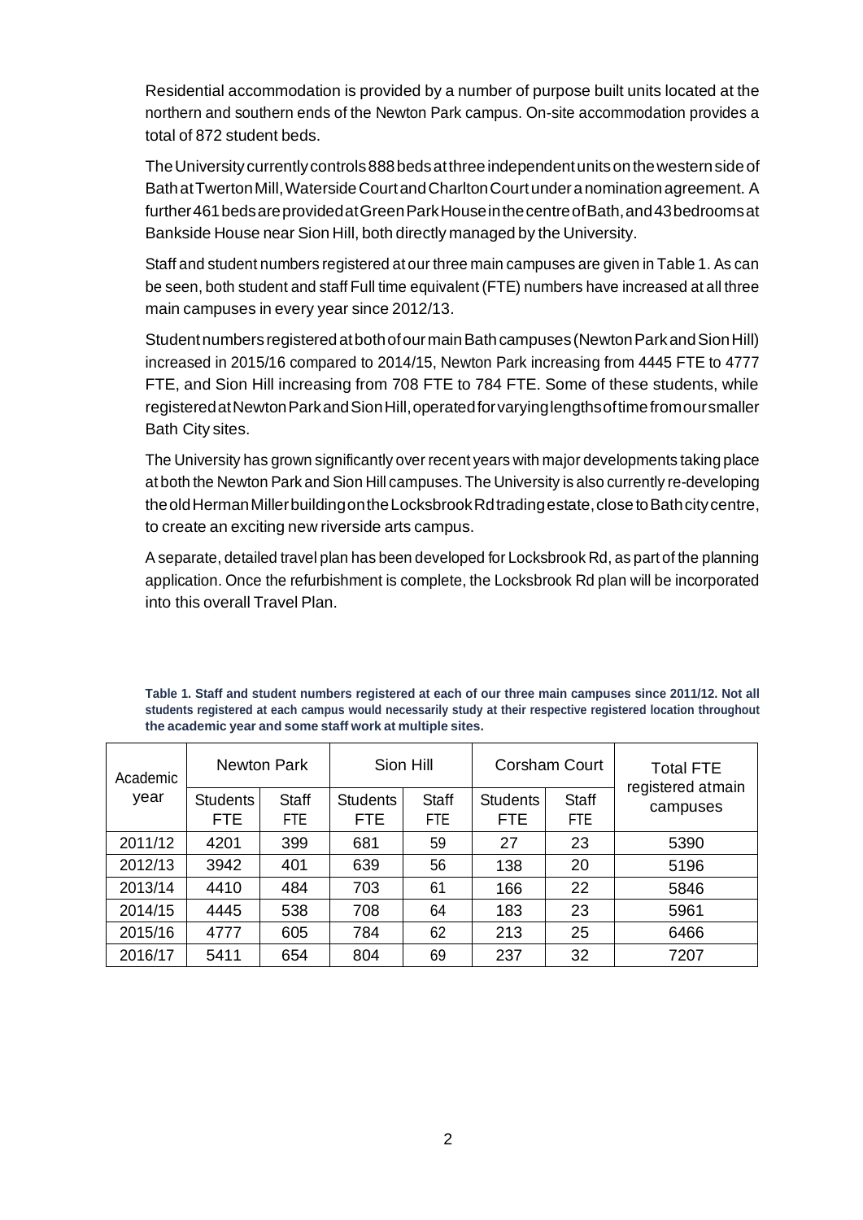Residential accommodation is provided by a number of purpose built units located at the northern and southern ends of the Newton Park campus. On-site accommodation provides a total of 872 student beds.

The University currently controls 888 beds at three independent units on the western side of Bath at Twerton Mill, Waterside Court and Charlton Court under a nomination agreement. A further 461 beds are provided at Green Park House in the centre of Bath, and 43 bedrooms at Bankside House near Sion Hill, both directly managed by the University.

Staff and student numbers registered at our three main campuses are given in Table 1. As can be seen, both student and staff Full time equivalent (FTE) numbers have increased at all three main campuses in every year since 2012/13.

Student numbers registered at both of our main Bath campuses (Newton Park and Sion Hill) increased in 2015/16 compared to 2014/15, Newton Park increasing from 4445 FTE to 4777 FTE, and Sion Hill increasing from 708 FTE to 784 FTE. Some of these students, while registered at Newton Park and Sion Hill, operated for varying lengths of time from our smaller Bath City sites.

The University has grown significantly over recent years with major developments taking place at both the Newton Park and Sion Hill campuses. The University is also currently re-developing the old Herman Miller building on the Locksbrook Rd trading estate, close to Bath city centre, to create an exciting new riverside arts campus.

A separate, detailed travel plan has been developed for Locksbrook Rd, as part of the planning application. Once the refurbishment is complete, the Locksbrook Rd plan will be incorporated into this overall Travel Plan.

**Table 1. Staff and student numbers registered at each of our three main campuses since 2011/12. Not all students registered at each campus would necessarily study at their respective registered location throughout the academic year and some staff work at multiple sites.**

| Academic year | Newton Park | | Sion Hill | | Corsham Court | | Total FTE registered at main campuses |
|---|---|---|---|---|---|---|---|
| | Students FTE | Staff FTE | Students FTE | Staff FTE | Students FTE | Staff FTE | |
| 2011/12 | 4201 | 399 | 681 | 59 | 27 | 23 | 5390 |
| 2012/13 | 3942 | 401 | 639 | 56 | 138 | 20 | 5196 |
| 2013/14 | 4410 | 484 | 703 | 61 | 166 | 22 | 5846 |
| 2014/15 | 4445 | 538 | 708 | 64 | 183 | 23 | 5961 |
| 2015/16 | 4777 | 605 | 784 | 62 | 213 | 25 | 6466 |
| 2016/17 | 5411 | 654 | 804 | 69 | 237 | 32 | 7207 |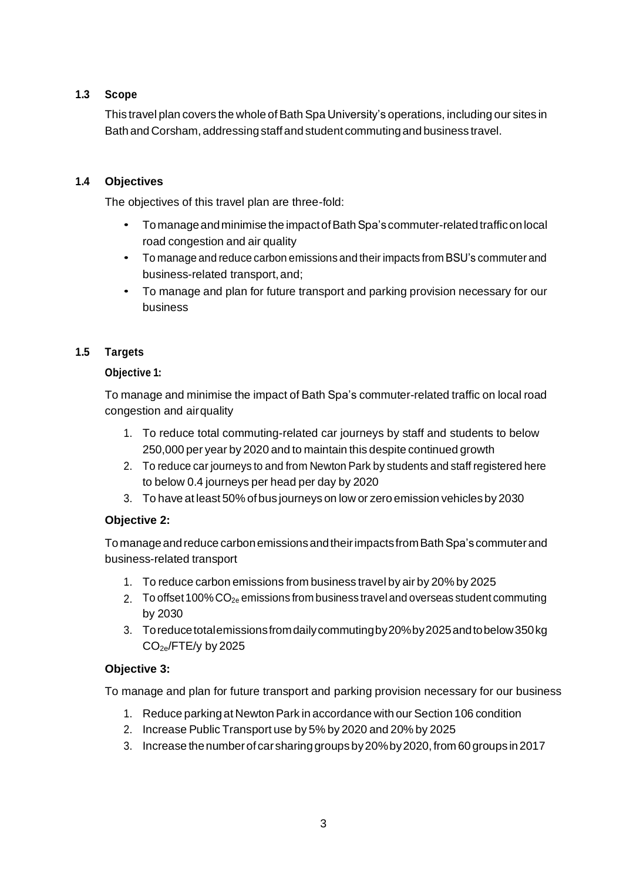### 1.3 Scope

This travel plan covers the whole of Bath Spa University's operations, including our sites in Bath and Corsham, addressing staff and student commuting and business travel.

### 1.4 Objectives

The objectives of this travel plan are three-fold:

- To manage and minimise the impact of Bath Spa's commuter-related traffic on local road congestion and air quality
- To manage and reduce carbon emissions and their impacts from BSU's commuter and business-related transport, and;
- To manage and plan for future transport and parking provision necessary for our business

### 1.5 Targets

**Objective 1:**

To manage and minimise the impact of Bath Spa's commuter-related traffic on local road congestion and air quality

1. To reduce total commuting-related car journeys by staff and students to below 250,000 per year by 2020 and to maintain this despite continued growth
2. To reduce car journeys to and from Newton Park by students and staff registered here to below 0.4 journeys per head per day by 2020
3. To have at least 50% of bus journeys on low or zero emission vehicles by 2030

**Objective 2:**

To manage and reduce carbon emissions and their impacts from Bath Spa's commuter and business-related transport

1. To reduce carbon emissions from business travel by air by 20% by 2025
2. To offset 100% $CO_{2e}$ emissions from business travel and overseas student commuting by 2030
3. To reduce total emissions from daily commuting by 20% by 2025 and to below 350 kg $CO_{2e}$/FTE/y by 2025

**Objective 3:**

To manage and plan for future transport and parking provision necessary for our business

1. Reduce parking at Newton Park in accordance with our Section 106 condition
2. Increase Public Transport use by 5% by 2020 and 20% by 2025
3. Increase the number of car sharing groups by 20% by 2020, from 60 groups in 2017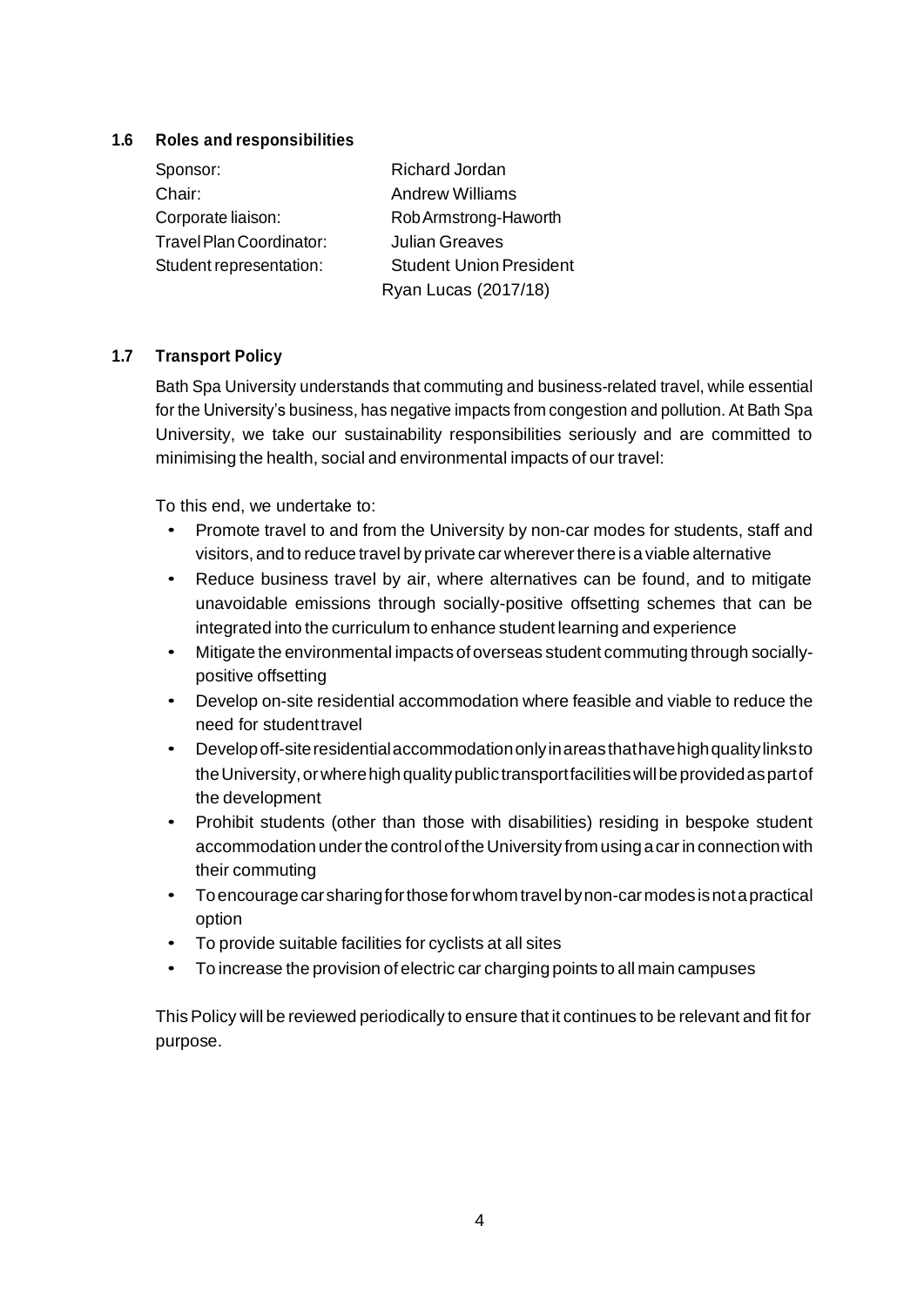### 1.6 Roles and responsibilities

| | |
|---|---|
| Sponsor: | Richard Jordan |
| Chair: | Andrew Williams |
| Corporate liaison: | Rob Armstrong-Haworth |
| Travel Plan Coordinator: | Julian Greaves |
| Student representation: | Student Union President Ryan Lucas (2017/18) |

### 1.7 Transport Policy

Bath Spa University understands that commuting and business-related travel, while essential for the University's business, has negative impacts from congestion and pollution. At Bath Spa University, we take our sustainability responsibilities seriously and are committed to minimising the health, social and environmental impacts of our travel:

To this end, we undertake to:

- Promote travel to and from the University by non-car modes for students, staff and visitors, and to reduce travel by private car wherever there is a viable alternative
- Reduce business travel by air, where alternatives can be found, and to mitigate unavoidable emissions through socially-positive offsetting schemes that can be integrated into the curriculum to enhance student learning and experience
- Mitigate the environmental impacts of overseas student commuting through socially-positive offsetting
- Develop on-site residential accommodation where feasible and viable to reduce the need for student travel
- Develop off-site residential accommodation only in areas that have high quality links to the University, or where high quality public transport facilities will be provided as part of the development
- Prohibit students (other than those with disabilities) residing in bespoke student accommodation under the control of the University from using a car in connection with their commuting
- To encourage car sharing for those for whom travel by non-car modes is not a practical option
- To provide suitable facilities for cyclists at all sites
- To increase the provision of electric car charging points to all main campuses

This Policy will be reviewed periodically to ensure that it continues to be relevant and fit for purpose.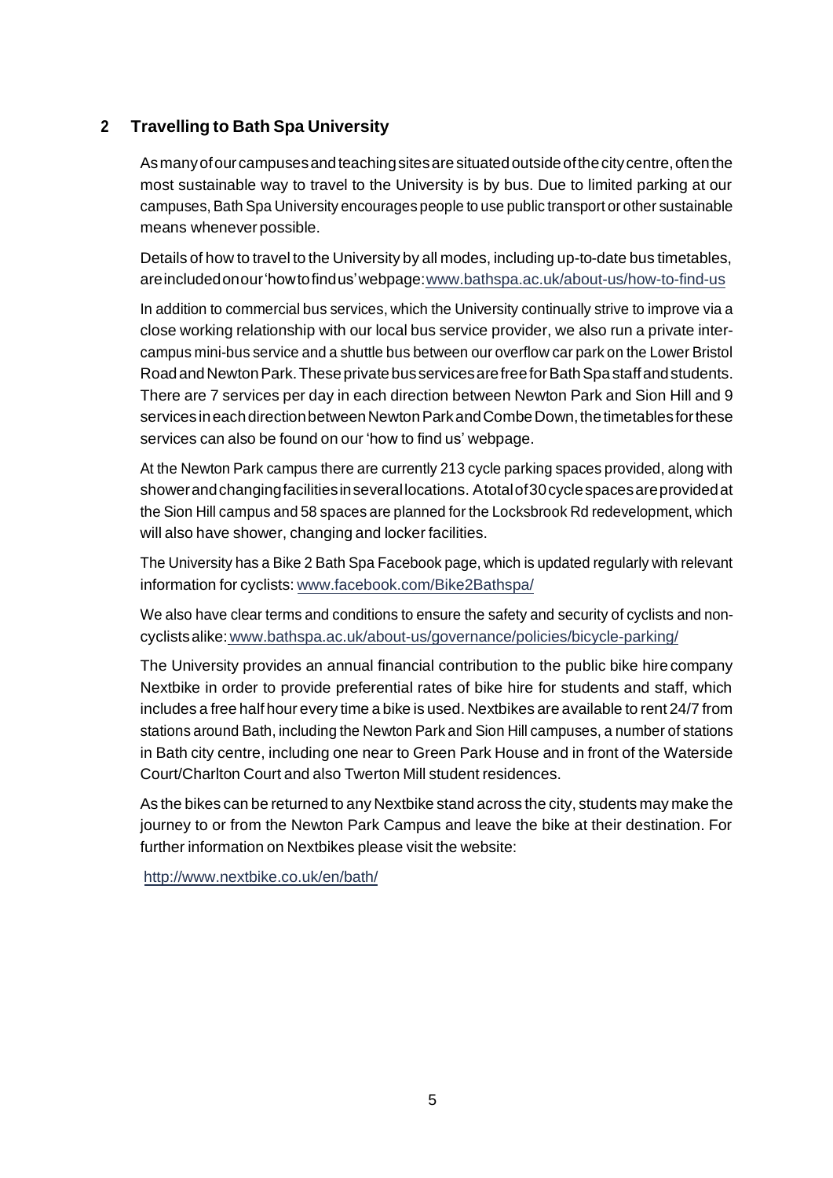## 2 Travelling to Bath Spa University

As many of our campuses and teaching sites are situated outside of the city centre, often the most sustainable way to travel to the University is by bus. Due to limited parking at our campuses, Bath Spa University encourages people to use public transport or other sustainable means whenever possible.

Details of how to travel to the University by all modes, including up-to-date bus timetables, are included on our 'how to find us' webpage: www.bathspa.ac.uk/about-us/how-to-find-us

In addition to commercial bus services, which the University continually strive to improve via a close working relationship with our local bus service provider, we also run a private inter-campus mini-bus service and a shuttle bus between our overflow car park on the Lower Bristol Road and Newton Park. These private bus services are free for Bath Spa staff and students. There are 7 services per day in each direction between Newton Park and Sion Hill and 9 services in each direction between Newton Park and Combe Down, the timetables for these services can also be found on our 'how to find us' webpage.

At the Newton Park campus there are currently 213 cycle parking spaces provided, along with shower and changing facilities in several locations. A total of 30 cycle spaces are provided at the Sion Hill campus and 58 spaces are planned for the Locksbrook Rd redevelopment, which will also have shower, changing and locker facilities.

The University has a Bike 2 Bath Spa Facebook page, which is updated regularly with relevant information for cyclists: www.facebook.com/Bike2Bathspa/

We also have clear terms and conditions to ensure the safety and security of cyclists and non-cyclists alike: www.bathspa.ac.uk/about-us/governance/policies/bicycle-parking/

The University provides an annual financial contribution to the public bike hire company Nextbike in order to provide preferential rates of bike hire for students and staff, which includes a free half hour every time a bike is used. Nextbikes are available to rent 24/7 from stations around Bath, including the Newton Park and Sion Hill campuses, a number of stations in Bath city centre, including one near to Green Park House and in front of the Waterside Court/Charlton Court and also Twerton Mill student residences.

As the bikes can be returned to any Nextbike stand across the city, students may make the journey to or from the Newton Park Campus and leave the bike at their destination. For further information on Nextbikes please visit the website:

http://www.nextbike.co.uk/en/bath/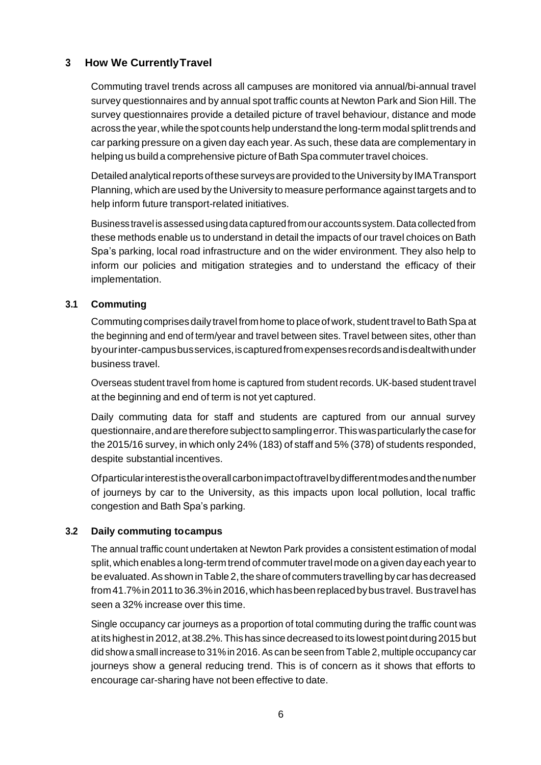## 3 How We Currently Travel

Commuting travel trends across all campuses are monitored via annual/bi-annual travel survey questionnaires and by annual spot traffic counts at Newton Park and Sion Hill. The survey questionnaires provide a detailed picture of travel behaviour, distance and mode across the year, while the spot counts help understand the long-term modal split trends and car parking pressure on a given day each year. As such, these data are complementary in helping us build a comprehensive picture of Bath Spa commuter travel choices.

Detailed analytical reports of these surveys are provided to the University by IMA Transport Planning, which are used by the University to measure performance against targets and to help inform future transport-related initiatives.

Business travel is assessed using data captured from our accounts system. Data collected from these methods enable us to understand in detail the impacts of our travel choices on Bath Spa's parking, local road infrastructure and on the wider environment. They also help to inform our policies and mitigation strategies and to understand the efficacy of their implementation.

### 3.1 Commuting

Commuting comprises daily travel from home to place of work, student travel to Bath Spa at the beginning and end of term/year and travel between sites. Travel between sites, other than by our inter-campus bus services, is captured from expenses records and is dealt with under business travel.

Overseas student travel from home is captured from student records. UK-based student travel at the beginning and end of term is not yet captured.

Daily commuting data for staff and students are captured from our annual survey questionnaire, and are therefore subject to sampling error. This was particularly the case for the 2015/16 survey, in which only 24% (183) of staff and 5% (378) of students responded, despite substantial incentives.

Of particular interest is the overall carbon impact of travel by different modes and the number of journeys by car to the University, as this impacts upon local pollution, local traffic congestion and Bath Spa's parking.

### 3.2 Daily commuting to campus

The annual traffic count undertaken at Newton Park provides a consistent estimation of modal split, which enables a long-term trend of commuter travel mode on a given day each year to be evaluated. As shown in Table 2, the share of commuters travelling by car has decreased from 41.7% in 2011 to 36.3% in 2016, which has been replaced by bus travel. Bus travel has seen a 32% increase over this time.

Single occupancy car journeys as a proportion of total commuting during the traffic count was at its highest in 2012, at 38.2%. This has since decreased to its lowest point during 2015 but did show a small increase to 31% in 2016. As can be seen from Table 2, multiple occupancy car journeys show a general reducing trend. This is of concern as it shows that efforts to encourage car-sharing have not been effective to date.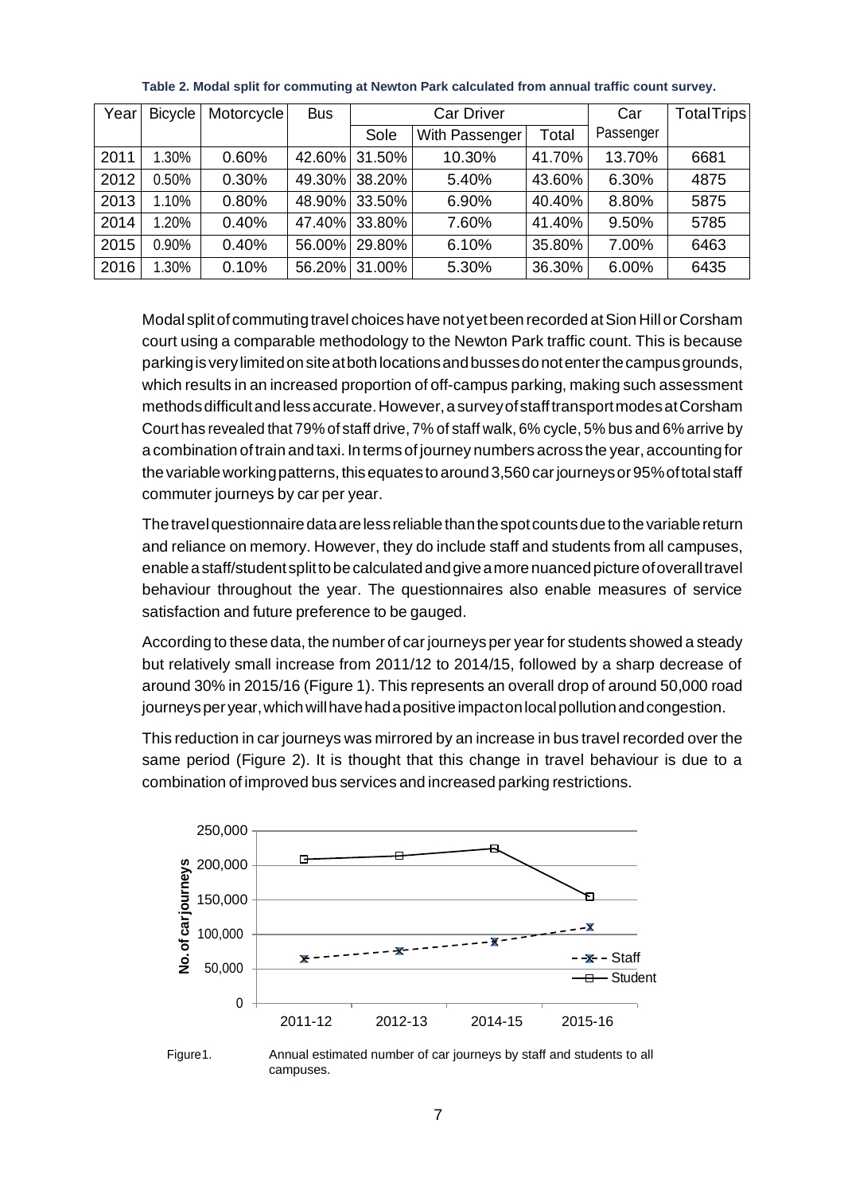**Table 2. Modal split for commuting at Newton Park calculated from annual traffic count survey.**

| Year | Bicycle | Motorcycle | Bus | Car Driver | | | Car Passenger | Total Trips |
|---|---|---|---|---|---|---|---|---|
| | | | | Sole | With Passenger | Total | | |
| 2011 | 1.30% | 0.60% | 42.60% | 31.50% | 10.30% | 41.70% | 13.70% | 6681 |
| 2012 | 0.50% | 0.30% | 49.30% | 38.20% | 5.40% | 43.60% | 6.30% | 4875 |
| 2013 | 1.10% | 0.80% | 48.90% | 33.50% | 6.90% | 40.40% | 8.80% | 5875 |
| 2014 | 1.20% | 0.40% | 47.40% | 33.80% | 7.60% | 41.40% | 9.50% | 5785 |
| 2015 | 0.90% | 0.40% | 56.00% | 29.80% | 6.10% | 35.80% | 7.00% | 6463 |
| 2016 | 1.30% | 0.10% | 56.20% | 31.00% | 5.30% | 36.30% | 6.00% | 6435 |

Modal split of commuting travel choices have not yet been recorded at Sion Hill or Corsham court using a comparable methodology to the Newton Park traffic count. This is because parking is very limited on site at both locations and busses do not enter the campus grounds, which results in an increased proportion of off-campus parking, making such assessment methods difficult and less accurate. However, a survey of staff transport modes at Corsham Court has revealed that 79% of staff drive, 7% of staff walk, 6% cycle, 5% bus and 6% arrive by a combination of train and taxi. In terms of journey numbers across the year, accounting for the variable working patterns, this equates to around 3,560 car journeys or 95% of total staff commuter journeys by car per year.

The travel questionnaire data are less reliable than the spot counts due to the variable return and reliance on memory. However, they do include staff and students from all campuses, enable a staff/student split to be calculated and give a more nuanced picture of overall travel behaviour throughout the year. The questionnaires also enable measures of service satisfaction and future preference to be gauged.

According to these data, the number of car journeys per year for students showed a steady but relatively small increase from 2011/12 to 2014/15, followed by a sharp decrease of around 30% in 2015/16 (Figure 1). This represents an overall drop of around 50,000 road journeys per year, which will have had a positive impact on local pollution and congestion.

This reduction in car journeys was mirrored by an increase in bus travel recorded over the same period (Figure 2). It is thought that this change in travel behaviour is due to a combination of improved bus services and increased parking restrictions.

Figure1. Annual estimated number of car journeys by staff and students to all campuses.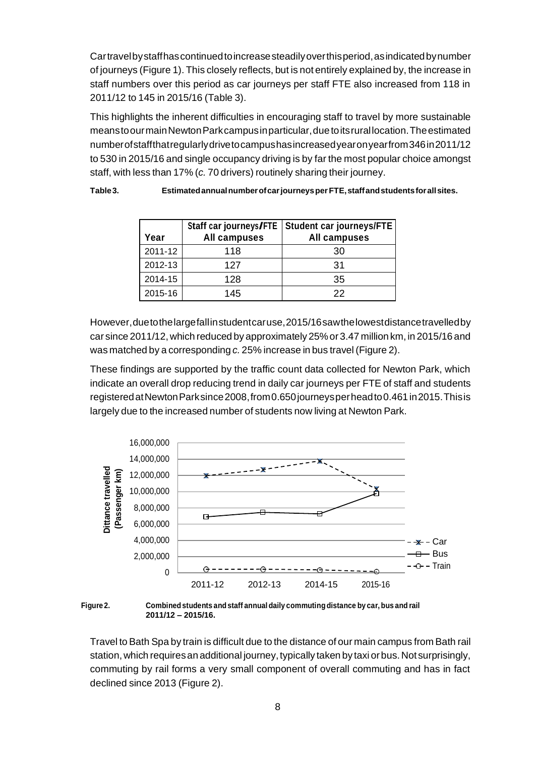Car travel by staff has continued to increase steadily over this period, as indicated by number of journeys (Figure 1). This closely reflects, but is not entirely explained by, the increase in staff numbers over this period as car journeys per staff FTE also increased from 118 in 2011/12 to 145 in 2015/16 (Table 3).

This highlights the inherent difficulties in encouraging staff to travel by more sustainable means to our main Newton Park campus in particular, due to its rural location. The estimated number of staff that regularly drive to campus has increased year on year from 346 in 2011/12 to 530 in 2015/16 and single occupancy driving is by far the most popular choice amongst staff, with less than 17% (*c.* 70 drivers) routinely sharing their journey.

**Table 3. Estimated annual number of car journeys per FTE, staff and students for all sites.**

| Year | Staff car journeys/FTE All campuses | Student car journeys/FTE All campuses |
|---|---|---|
| 2011-12 | 118 | 30 |
| 2012-13 | 127 | 31 |
| 2014-15 | 128 | 35 |
| 2015-16 | 145 | 22 |

However, due to the large fall in student car use, 2015/16 saw the lowest distance travelled by car since 2011/12, which reduced by approximately 25% or 3.47 million km, in 2015/16 and was matched by a corresponding *c.* 25% increase in bus travel (Figure 2).

These findings are supported by the traffic count data collected for Newton Park, which indicate an overall drop reducing trend in daily car journeys per FTE of staff and students registered at Newton Park since 2008, from 0.650 journeys per head to 0.461 in 2015. This is largely due to the increased number of students now living at Newton Park.

**Figure 2. Combined students and staff annual daily commuting distance by car, bus and rail 2011/12 – 2015/16.**

Travel to Bath Spa by train is difficult due to the distance of our main campus from Bath rail station, which requires an additional journey, typically taken by taxi or bus. Not surprisingly, commuting by rail forms a very small component of overall commuting and has in fact declined since 2013 (Figure 2).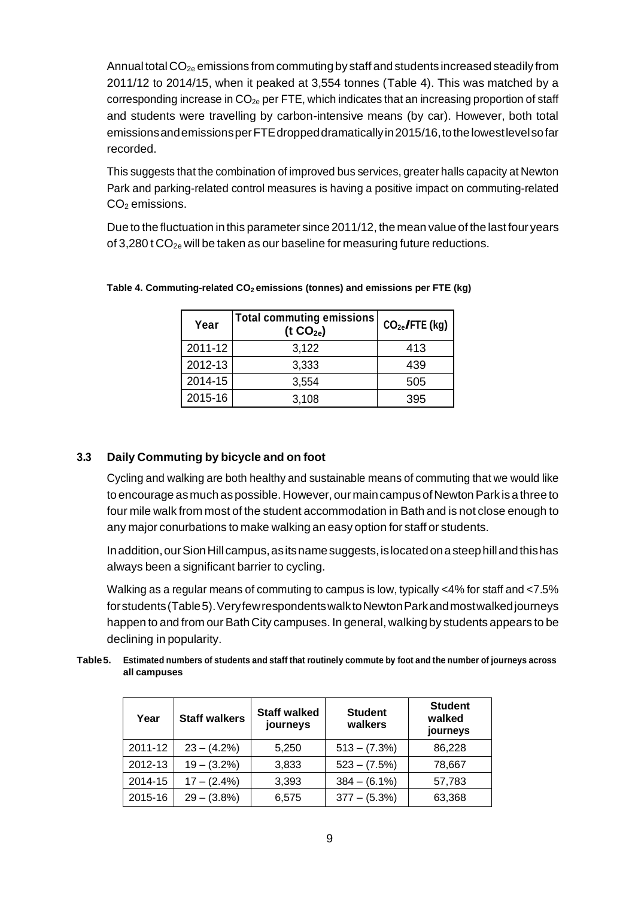Annual total $CO_{2e}$ emissions from commuting by staff and students increased steadily from 2011/12 to 2014/15, when it peaked at 3,554 tonnes (Table 4). This was matched by a corresponding increase in $CO_{2e}$ per FTE, which indicates that an increasing proportion of staff and students were travelling by carbon-intensive means (by car). However, both total emissions and emissions per FTE dropped dramatically in 2015/16, to the lowest level so far recorded.

This suggests that the combination of improved bus services, greater halls capacity at Newton Park and parking-related control measures is having a positive impact on commuting-related $CO_2$ emissions.

Due to the fluctuation in this parameter since 2011/12, the mean value of the last four years of 3,280 t $CO_{2e}$ will be taken as our baseline for measuring future reductions.

**Table 4. Commuting-related $CO_2$ emissions (tonnes) and emissions per FTE (kg)**

| Year | Total commuting emissions (t $CO_{2e}$) | $CO_{2e}$/FTE (kg) |
|---|---|---|
| 2011-12 | 3,122 | 413 |
| 2012-13 | 3,333 | 439 |
| 2014-15 | 3,554 | 505 |
| 2015-16 | 3,108 | 395 |

### 3.3 Daily Commuting by bicycle and on foot

Cycling and walking are both healthy and sustainable means of commuting that we would like to encourage as much as possible. However, our main campus of Newton Park is a three to four mile walk from most of the student accommodation in Bath and is not close enough to any major conurbations to make walking an easy option for staff or students.

In addition, our Sion Hill campus, as its name suggests, is located on a steep hill and this has always been a significant barrier to cycling.

Walking as a regular means of commuting to campus is low, typically <4% for staff and <7.5% for students (Table 5). Very few respondents walk to Newton Park and most walked journeys happen to and from our Bath City campuses. In general, walking by students appears to be declining in popularity.

**Table 5. Estimated numbers of students and staff that routinely commute by foot and the number of journeys across all campuses**

| Year | Staff walkers | Staff walked journeys | Student walkers | Student walked journeys |
|---|---|---|---|---|
| 2011-12 | 23 – (4.2%) | 5,250 | 513 – (7.3%) | 86,228 |
| 2012-13 | 19 – (3.2%) | 3,833 | 523 – (7.5%) | 78,667 |
| 2014-15 | 17 – (2.4%) | 3,393 | 384 – (6.1%) | 57,783 |
| 2015-16 | 29 – (3.8%) | 6,575 | 377 – (5.3%) | 63,368 |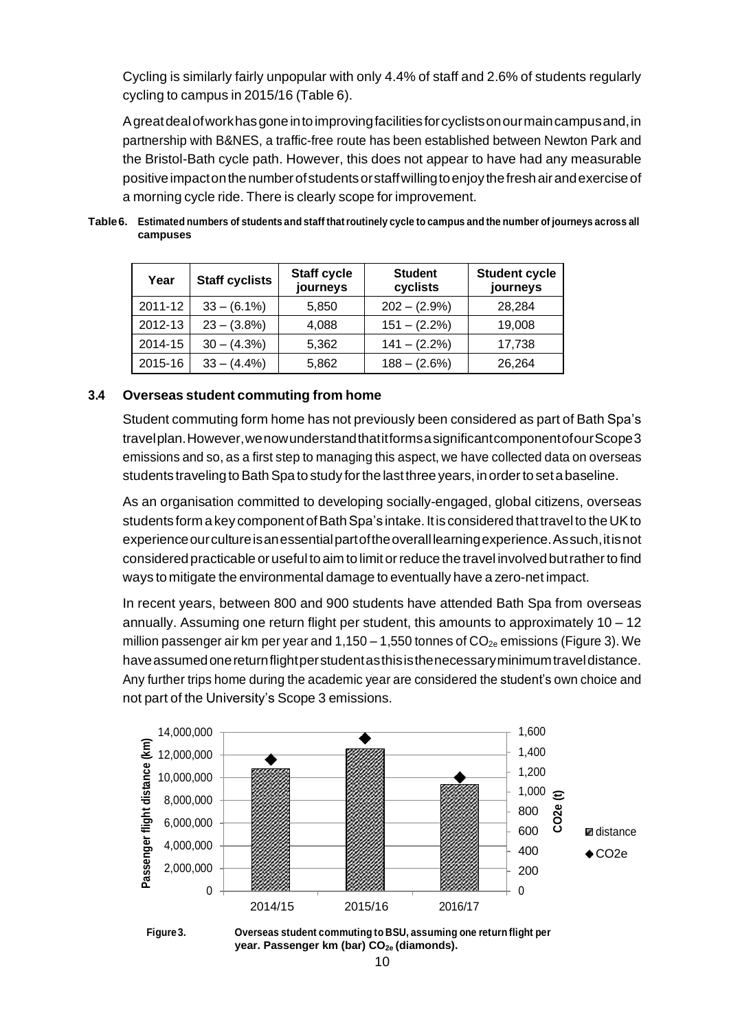Cycling is similarly fairly unpopular with only 4.4% of staff and 2.6% of students regularly cycling to campus in 2015/16 (Table 6).

A great deal of work has gone into improving facilities for cyclists on our main campus and, in partnership with B&NES, a traffic-free route has been established between Newton Park and the Bristol-Bath cycle path. However, this does not appear to have had any measurable positive impact on the number of students or staff willing to enjoy the fresh air and exercise of a morning cycle ride. There is clearly scope for improvement.

**Table 6. Estimated numbers of students and staff that routinely cycle to campus and the number of journeys across all campuses**

| Year | Staff cyclists | Staff cycle journeys | Student cyclists | Student cycle journeys |
|---|---|---|---|---|
| 2011-12 | 33 – (6.1%) | 5,850 | 202 – (2.9%) | 28,284 |
| 2012-13 | 23 – (3.8%) | 4,088 | 151 – (2.2%) | 19,008 |
| 2014-15 | 30 – (4.3%) | 5,362 | 141 – (2.2%) | 17,738 |
| 2015-16 | 33 – (4.4%) | 5,862 | 188 – (2.6%) | 26,264 |

### 3.4 Overseas student commuting from home

Student commuting form from home has not previously been considered as part of Bath Spa's travel plan. However, we now understand that it forms a significant component of our Scope 3 emissions and so, as a first step to managing this aspect, we have collected data on overseas students traveling to Bath Spa to study for the last three years, in order to set a baseline.

As an organisation committed to developing socially-engaged, global citizens, overseas students form a key component of Bath Spa's intake. It is considered that travel to the UK to experience our culture is an essential part of the overall learning experience. As such, it is not considered practicable or useful to aim to limit or reduce the travel involved but rather to find ways to mitigate the environmental damage to eventually have a zero-net impact.

In recent years, between 800 and 900 students have attended Bath Spa from overseas annually. Assuming one return flight per student, this amounts to approximately 10 – 12 million passenger air km per year and 1,150 – 1,550 tonnes of $CO_{2e}$ emissions (Figure 3). We have assumed one return flight per student as this is the necessary minimum travel distance. Any further trips home during the academic year are considered the student's own choice and not part of the University's Scope 3 emissions.

**Figure 3. Overseas student commuting to BSU, assuming one return flight per year. Passenger km (bar) $CO_{2e}$ (diamonds).**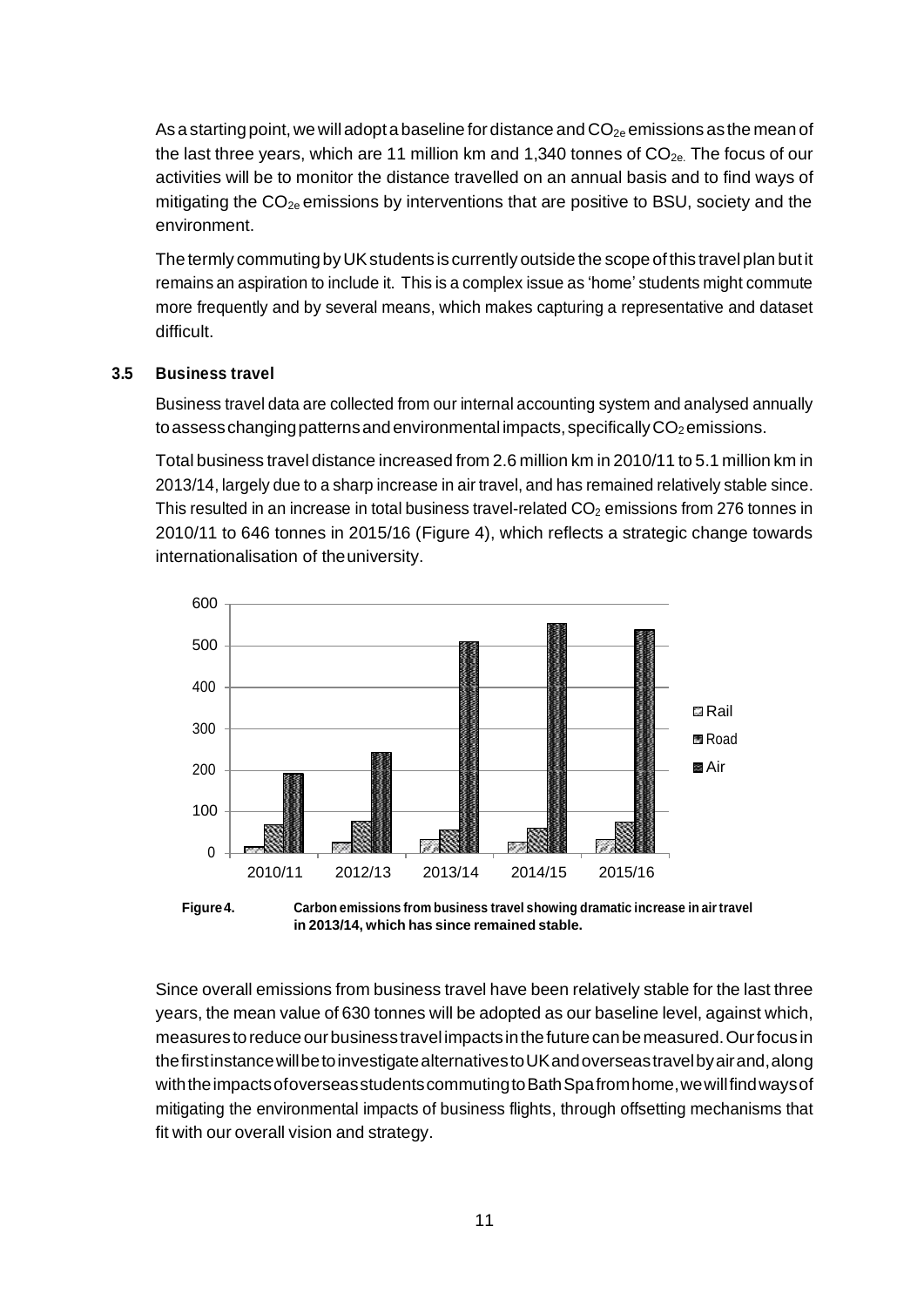As a starting point, we will adopt a baseline for distance and $CO_{2e}$ emissions as the mean of the last three years, which are 11 million km and 1,340 tonnes of $CO_{2e}$. The focus of our activities will be to monitor the distance travelled on an annual basis and to find ways of mitigating the $CO_{2e}$ emissions by interventions that are positive to BSU, society and the environment.

The termly commuting by UK students is currently outside the scope of this travel plan but it remains an aspiration to include it. This is a complex issue as 'home' students might commute more frequently and by several means, which makes capturing a representative and dataset difficult.

### 3.5 Business travel

Business travel data are collected from our internal accounting system and analysed annually to assess changing patterns and environmental impacts, specifically $CO_2$ emissions.

Total business travel distance increased from 2.6 million km in 2010/11 to 5.1 million km in 2013/14, largely due to a sharp increase in air travel, and has remained relatively stable since. This resulted in an increase in total business travel-related $CO_2$ emissions from 276 tonnes in 2010/11 to 646 tonnes in 2015/16 (Figure 4), which reflects a strategic change towards internationalisation of the university.

**Figure 4.** **Carbon emissions from business travel showing dramatic increase in air travel in 2013/14, which has since remained stable.**

Since overall emissions from business travel have been relatively stable for the last three years, the mean value of 630 tonnes will be adopted as our baseline level, against which, measures to reduce our business travel impacts in the future can be measured. Our focus in the first instance will be to investigate alternatives to UK and overseas travel by air and, along with the impacts of overseas students commuting to Bath Spa from home, we will find ways of mitigating the environmental impacts of business flights, through offsetting mechanisms that fit with our overall vision and strategy.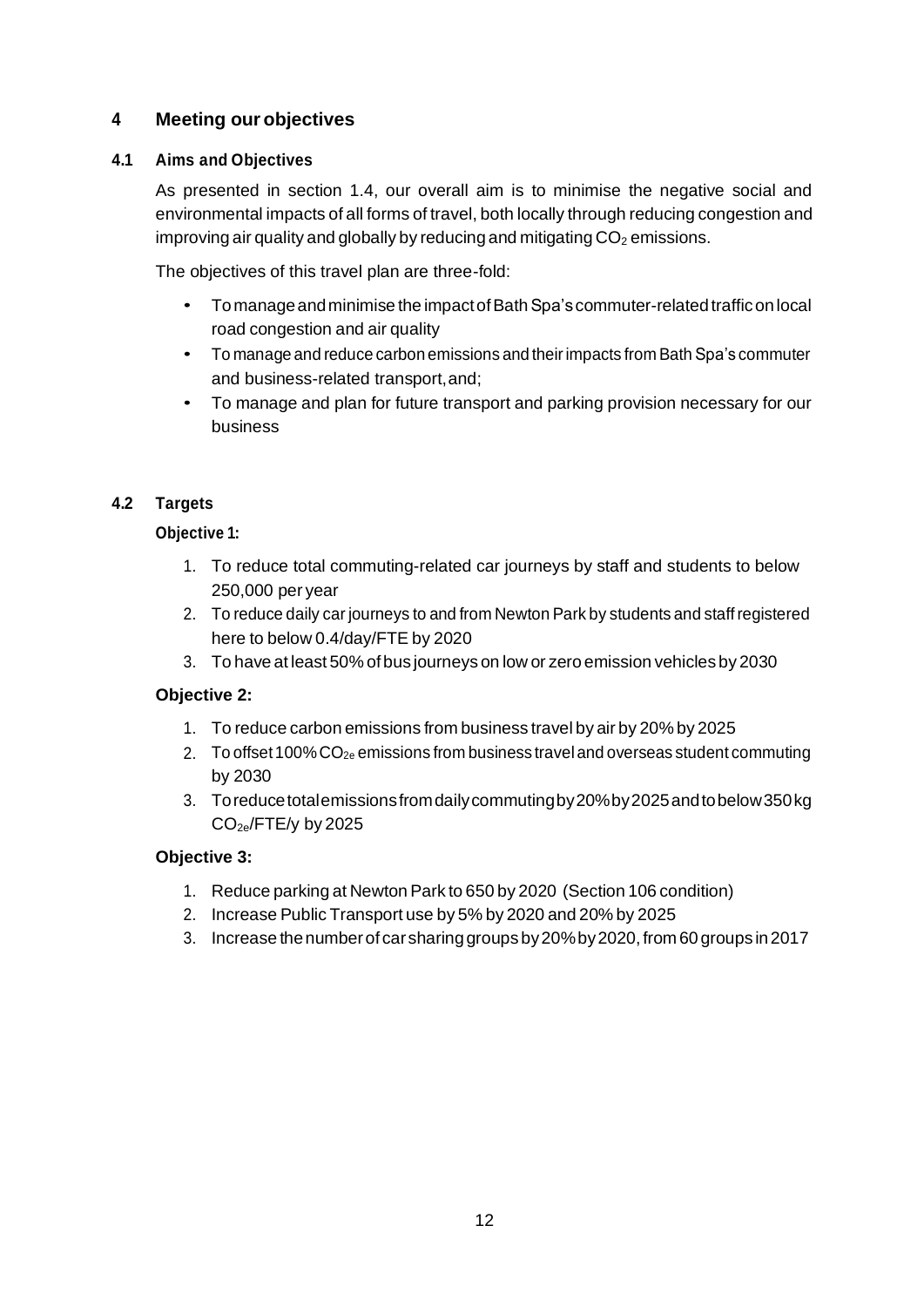## 4 Meeting our objectives

### 4.1 Aims and Objectives

As presented in section 1.4, our overall aim is to minimise the negative social and environmental impacts of all forms of travel, both locally through reducing congestion and improving air quality and globally by reducing and mitigating $CO_2$ emissions.

The objectives of this travel plan are three-fold:

- To manage and minimise the impact of Bath Spa's commuter-related traffic on local road congestion and air quality
- To manage and reduce carbon emissions and their impacts from Bath Spa's commuter and business-related transport, and;
- To manage and plan for future transport and parking provision necessary for our business

### 4.2 Targets

**Objective 1:**

1. To reduce total commuting-related car journeys by staff and students to below 250,000 per year
2. To reduce daily car journeys to and from Newton Park by students and staff registered here to below 0.4/day/FTE by 2020
3. To have at least 50% of bus journeys on low or zero emission vehicles by 2030

**Objective 2:**

1. To reduce carbon emissions from business travel by air by 20% by 2025
2. To offset 100% $CO_{2e}$ emissions from business travel and overseas student commuting by 2030
3. To reduce total emissions from daily commuting by 20% by 2025 and to below 350 kg $CO_{2e}$/FTE/y by 2025

**Objective 3:**

1. Reduce parking at Newton Park to 650 by 2020 (Section 106 condition)
2. Increase Public Transport use by 5% by 2020 and 20% by 2025
3. Increase the number of car sharing groups by 20% by 2020, from 60 groups in 2017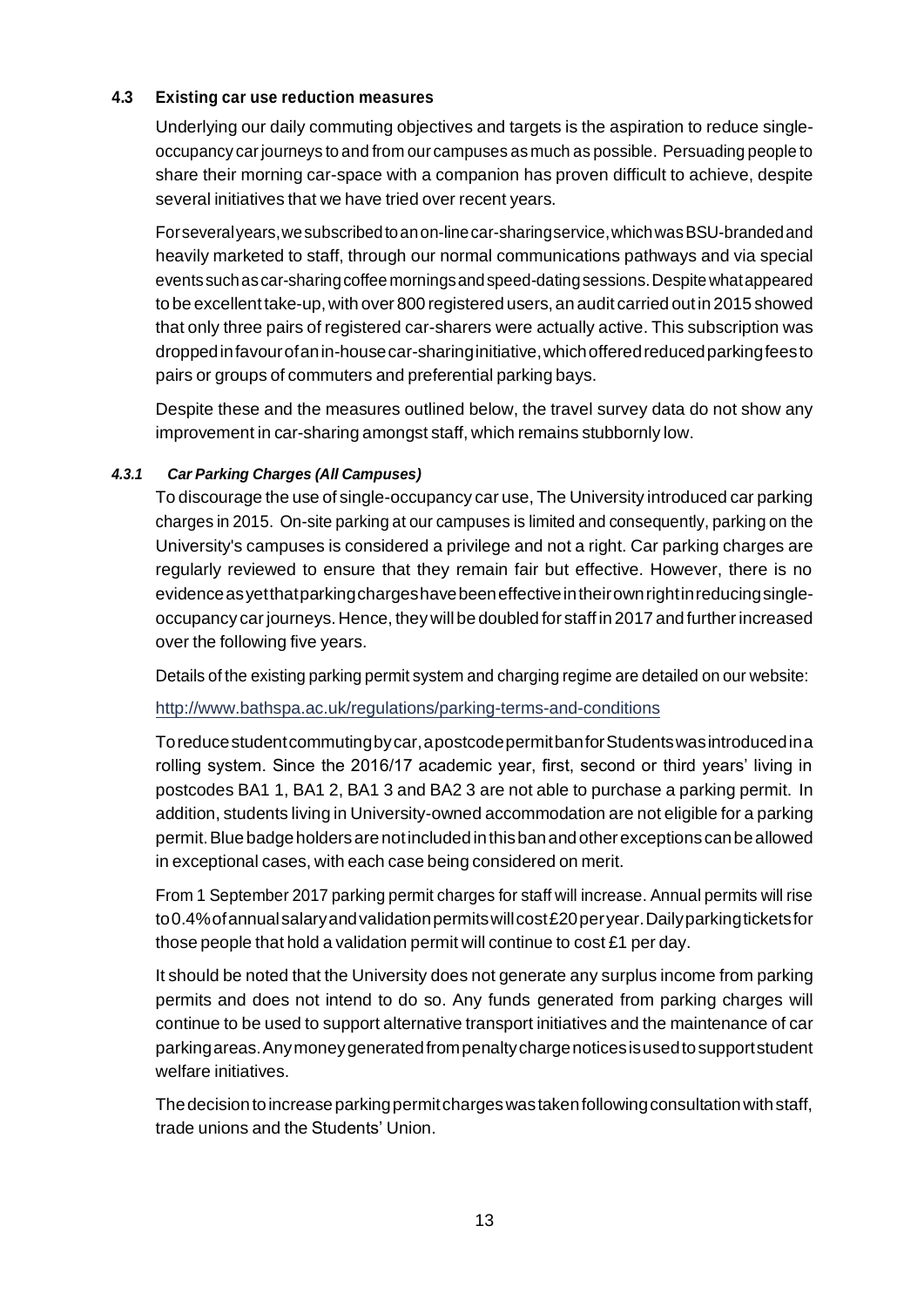### 4.3 Existing car use reduction measures

Underlying our daily commuting objectives and targets is the aspiration to reduce single-occupancy car journeys to and from our campuses as much as possible. Persuading people to share their morning car-space with a companion has proven difficult to achieve, despite several initiatives that we have tried over recent years.

For several years, we subscribed to an on-line car-sharing service, which was BSU-branded and heavily marketed to staff, through our normal communications pathways and via special events such as car-sharing coffee mornings and speed-dating sessions. Despite what appeared to be excellent take-up, with over 800 registered users, an audit carried out in 2015 showed that only three pairs of registered car-sharers were actually active. This subscription was dropped in favour of an in-house car-sharing initiative, which offered reduced parking fees to pairs or groups of commuters and preferential parking bays.

Despite these and the measures outlined below, the travel survey data do not show any improvement in car-sharing amongst staff, which remains stubbornly low.

#### *4.3.1 Car Parking Charges (All Campuses)*

To discourage the use of single-occupancy car use, The University introduced car parking charges in 2015. On-site parking at our campuses is limited and consequently, parking on the University's campuses is considered a privilege and not a right. Car parking charges are regularly reviewed to ensure that they remain fair but effective. However, there is no evidence as yet that parking charges have been effective in their own right in reducing single-occupancy car journeys. Hence, they will be doubled for staff in 2017 and further increased over the following five years.

Details of the existing parking permit system and charging regime are detailed on our website:

http://www.bathspa.ac.uk/regulations/parking-terms-and-conditions

To reduce student commuting by car, a postcode permit ban for Students was introduced in a rolling system. Since the 2016/17 academic year, first, second or third years' living in postcodes BA1 1, BA1 2, BA1 3 and BA2 3 are not able to purchase a parking permit. In addition, students living in University-owned accommodation are not eligible for a parking permit. Blue badge holders are not included in this ban and other exceptions can be allowed in exceptional cases, with each case being considered on merit.

From 1 September 2017 parking permit charges for staff will increase. Annual permits will rise to 0.4% of annual salary and validation permits will cost £20 per year. Daily parking tickets for those people that hold a validation permit will continue to cost £1 per day.

It should be noted that the University does not generate any surplus income from parking permits and does not intend to do so. Any funds generated from parking charges will continue to be used to support alternative transport initiatives and the maintenance of car parking areas. Any money generated from penalty charge notices is used to support student welfare initiatives.

The decision to increase parking permit charges was taken following consultation with staff, trade unions and the Students' Union.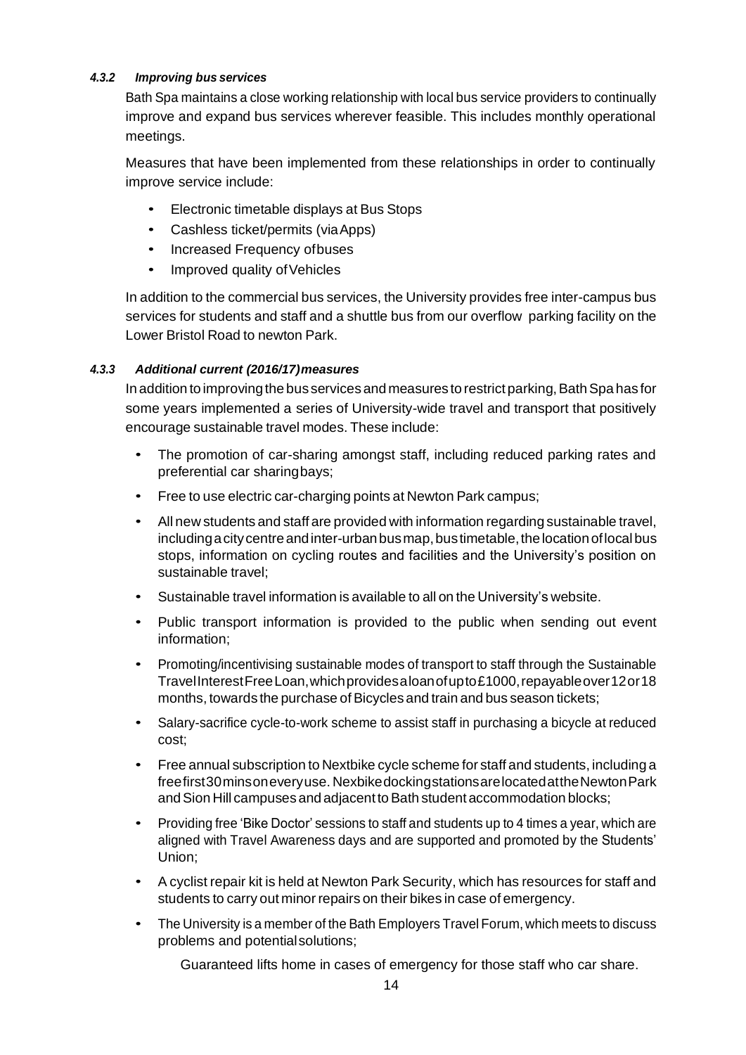#### *4.3.2 Improving bus services*

Bath Spa maintains a close working relationship with local bus service providers to continually improve and expand bus services wherever feasible. This includes monthly operational meetings.

Measures that have been implemented from these relationships in order to continually improve service include:

- Electronic timetable displays at Bus Stops
- Cashless ticket/permits (via Apps)
- Increased Frequency of buses
- Improved quality of Vehicles

In addition to the commercial bus services, the University provides free inter-campus bus services for students and staff and a shuttle bus from our overflow parking facility on the Lower Bristol Road to newton Park.

#### *4.3.3 Additional current (2016/17) measures*

In addition to improving the bus services and measures to restrict parking, Bath Spa has for some years implemented a series of University-wide travel and transport that positively encourage sustainable travel modes. These include:

- The promotion of car-sharing amongst staff, including reduced parking rates and preferential car sharing bays;
- Free to use electric car-charging points at Newton Park campus;
- All new students and staff are provided with information regarding sustainable travel, including a city centre and inter-urban bus map, bus timetable, the location of local bus stops, information on cycling routes and facilities and the University's position on sustainable travel;
- Sustainable travel information is available to all on the University's website.
- Public transport information is provided to the public when sending out event information;
- Promoting/incentivising sustainable modes of transport to staff through the Sustainable Travel Interest Free Loan, which provides a loan of up to £1000, repayable over 12 or 18 months, towards the purchase of Bicycles and train and bus season tickets;
- Salary-sacrifice cycle-to-work scheme to assist staff in purchasing a bicycle at reduced cost;
- Free annual subscription to Nextbike cycle scheme for staff and students, including a free first 30 mins on every use. Nextbike docking stations are located at the Newton Park and Sion Hill campuses and adjacent to Bath student accommodation blocks;
- Providing free 'Bike Doctor' sessions to staff and students up to 4 times a year, which are aligned with Travel Awareness days and are supported and promoted by the Students' Union;
- A cyclist repair kit is held at Newton Park Security, which has resources for staff and students to carry out minor repairs on their bikes in case of emergency.
- The University is a member of the Bath Employers Travel Forum, which meets to discuss problems and potential solutions;

Guaranteed lifts home in cases of emergency for those staff who car share.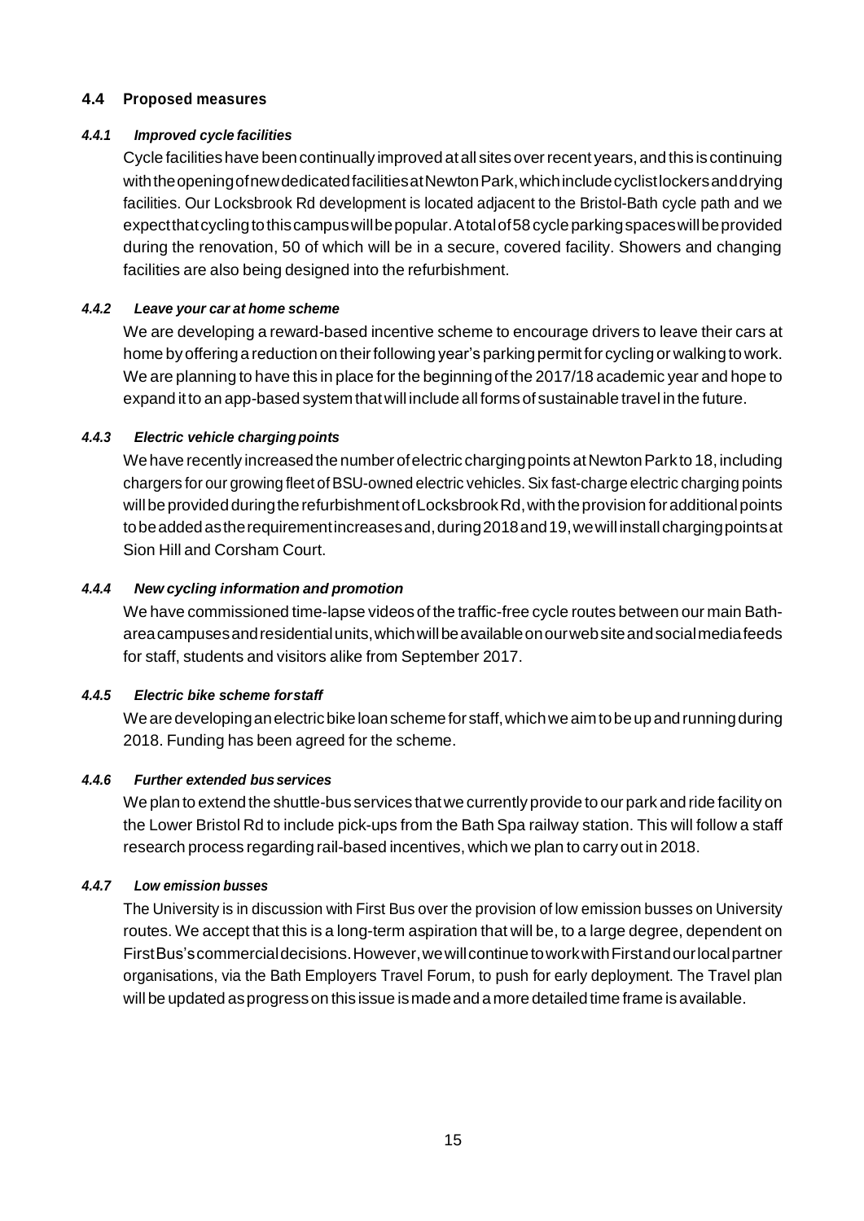### 4.4 Proposed measures

#### *4.4.1 Improved cycle facilities*

Cycle facilities have been continually improved at all sites over recent years, and this is continuing with the opening of new dedicated facilities at Newton Park, which include cyclist lockers and drying facilities. Our Locksbrook Rd development is located adjacent to the Bristol-Bath cycle path and we expect that cycling to this campus will be popular. A total of 58 cycle parking spaces will be provided during the renovation, 50 of which will be in a secure, covered facility. Showers and changing facilities are also being designed into the refurbishment.

#### *4.4.2 Leave your car at home scheme*

We are developing a reward-based incentive scheme to encourage drivers to leave their cars at home by offering a reduction on their following year's parking permit for cycling or walking to work. We are planning to have this in place for the beginning of the 2017/18 academic year and hope to expand it to an app-based system that will include all forms of sustainable travel in the future.

#### *4.4.3 Electric vehicle charging points*

We have recently increased the number of electric charging points at Newton Park to 18, including chargers for our growing fleet of BSU-owned electric vehicles. Six fast-charge electric charging points will be provided during the refurbishment of Locksbrook Rd, with the provision for additional points to be added as the requirement increases and, during 2018 and 19, we will install charging points at Sion Hill and Corsham Court.

#### *4.4.4 New cycling information and promotion*

We have commissioned time-lapse videos of the traffic-free cycle routes between our main Bath-area campuses and residential units, which will be available on our website and social media feeds for staff, students and visitors alike from September 2017.

#### *4.4.5 Electric bike scheme for staff*

We are developing an electric bike loan scheme for staff, which we aim to be up and running during 2018. Funding has been agreed for the scheme.

#### *4.4.6 Further extended bus services*

We plan to extend the shuttle-bus services that we currently provide to our park and ride facility on the Lower Bristol Rd to include pick-ups from the Bath Spa railway station. This will follow a staff research process regarding rail-based incentives, which we plan to carry out in 2018.

#### *4.4.7 Low emission busses*

The University is in discussion with First Bus over the provision of low emission busses on University routes. We accept that this is a long-term aspiration that will be, to a large degree, dependent on First Bus's commercial decisions. However, we will continue to work with First and our local partner organisations, via the Bath Employers Travel Forum, to push for early deployment. The Travel plan will be updated as progress on this issue is made and a more detailed time frame is available.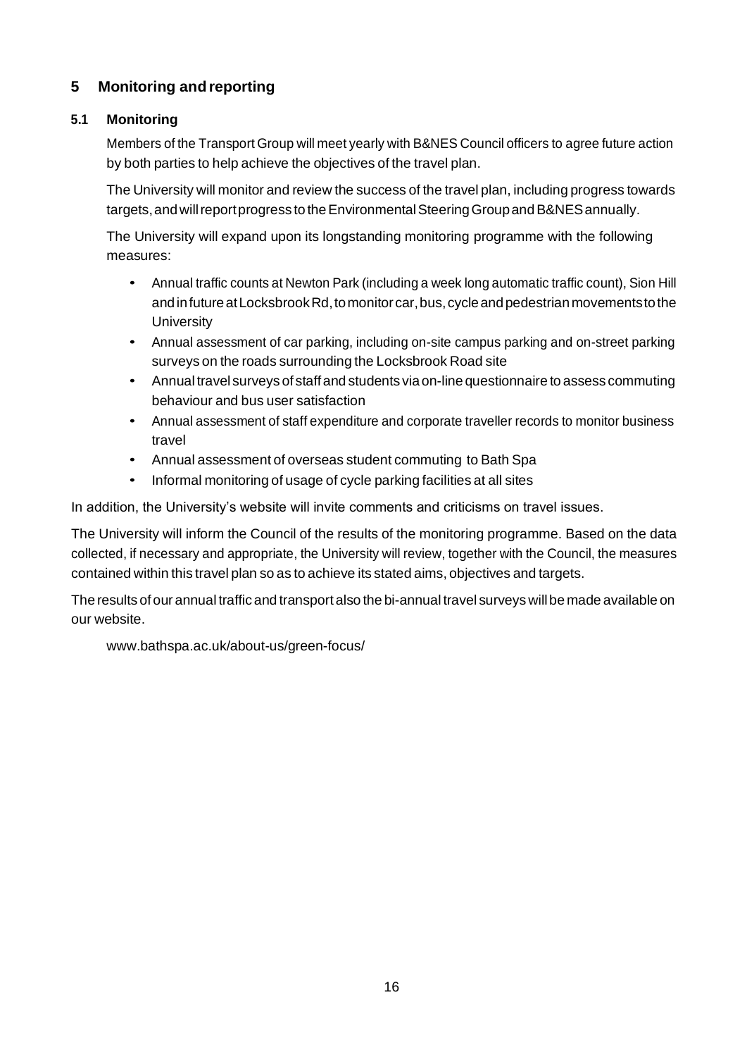## 5 Monitoring and reporting

### 5.1 Monitoring

Members of the Transport Group will meet yearly with B&NES Council officers to agree future action by both parties to help achieve the objectives of the travel plan.

The University will monitor and review the success of the travel plan, including progress towards targets, and will report progress to the Environmental Steering Group and B&NES annually.

The University will expand upon its longstanding monitoring programme with the following measures:

- Annual traffic counts at Newton Park (including a week long automatic traffic count), Sion Hill and in future at Locksbrook Rd, to monitor car, bus, cycle and pedestrian movements to the University
- Annual assessment of car parking, including on-site campus parking and on-street parking surveys on the roads surrounding the Locksbrook Road site
- Annual travel surveys of staff and students via on-line questionnaire to assess commuting behaviour and bus user satisfaction
- Annual assessment of staff expenditure and corporate traveller records to monitor business travel
- Annual assessment of overseas student commuting to Bath Spa
- Informal monitoring of usage of cycle parking facilities at all sites

In addition, the University's website will invite comments and criticisms on travel issues.

The University will inform the Council of the results of the monitoring programme. Based on the data collected, if necessary and appropriate, the University will review, together with the Council, the measures contained within this travel plan so as to achieve its stated aims, objectives and targets.

The results of our annual traffic and transport also the bi-annual travel surveys will be made available on our website.

www.bathspa.ac.uk/about-us/green-focus/